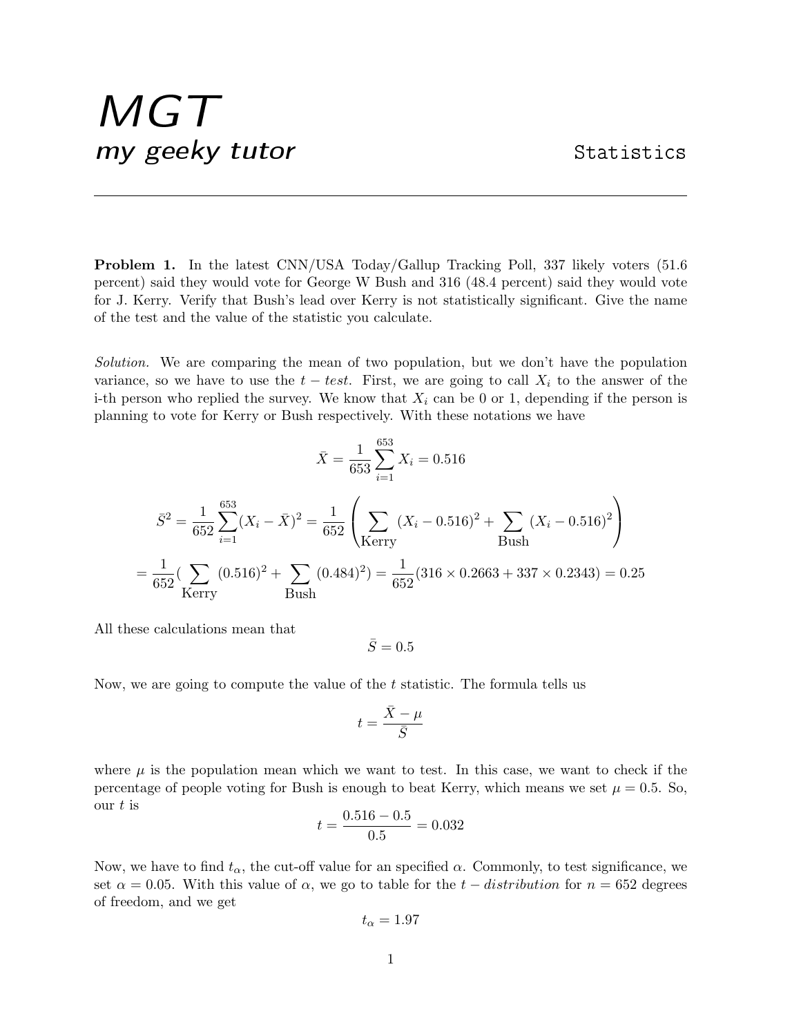# MGT
*my geeky tutor* Statistics

---

**Problem 1.** In the latest CNN/USA Today/Gallup Tracking Poll, 337 likely voters (51.6 percent) said they would vote for George W Bush and 316 (48.4 percent) said they would vote for J. Kerry. Verify that Bush's lead over Kerry is not statistically significant. Give the name of the test and the value of the statistic you calculate.

*Solution.* We are comparing the mean of two population, but we don't have the population variance, so we have to use the $t-test$. First, we are going to call $X_i$ to the answer of the i-th person who replied the survey. We know that $X_i$ can be 0 or 1, depending if the person is planning to vote for Kerry or Bush respectively. With these notations we have

$$\bar{X} = \frac{1}{653}\sum_{i=1}^{653} X_i = 0.516$$

$$\bar{S}^2 = \frac{1}{652}\sum_{i=1}^{653}(X_i - \bar{X})^2 = \frac{1}{652}\left(\sum_{\text{Kerry}}(X_i - 0.516)^2 + \sum_{\text{Bush}}(X_i - 0.516)^2\right)$$

$$= \frac{1}{652}\left(\sum_{\text{Kerry}}(0.516)^2 + \sum_{\text{Bush}}(0.484)^2\right) = \frac{1}{652}(316 \times 0.2663 + 337 \times 0.2343) = 0.25$$

All these calculations mean that

$$\bar{S} = 0.5$$

Now, we are going to compute the value of the $t$ statistic. The formula tells us

$$t = \frac{\bar{X} - \mu}{\bar{S}}$$

where $\mu$ is the population mean which we want to test. In this case, we want to check if the percentage of people voting for Bush is enough to beat Kerry, which means we set $\mu = 0.5$. So, our $t$ is

$$t = \frac{0.516 - 0.5}{0.5} = 0.032$$

Now, we have to find $t_\alpha$, the cut-off value for an specified $\alpha$. Commonly, to test significance, we set $\alpha = 0.05$. With this value of $\alpha$, we go to table for the $t-distribution$ for $n = 652$ degrees of freedom, and we get

$$t_\alpha = 1.97$$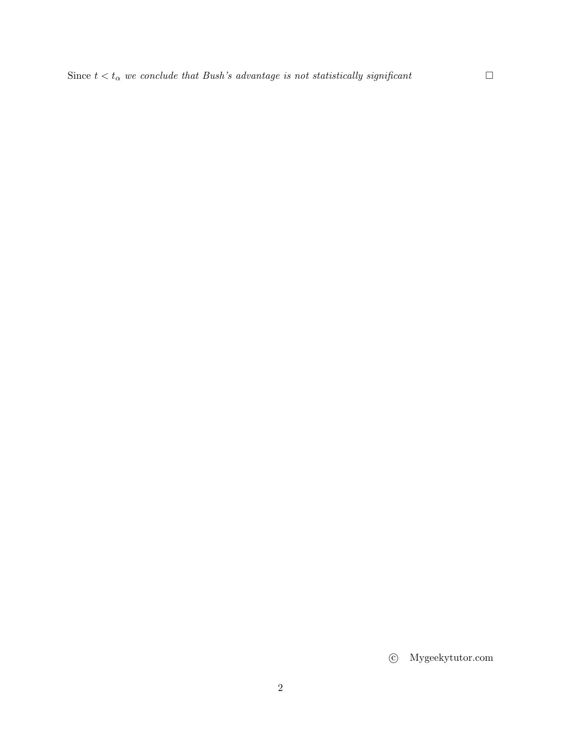Since $t < t_\alpha$ *we conclude that Bush's advantage is not statistically significant* □

© Mygeekytutor.com